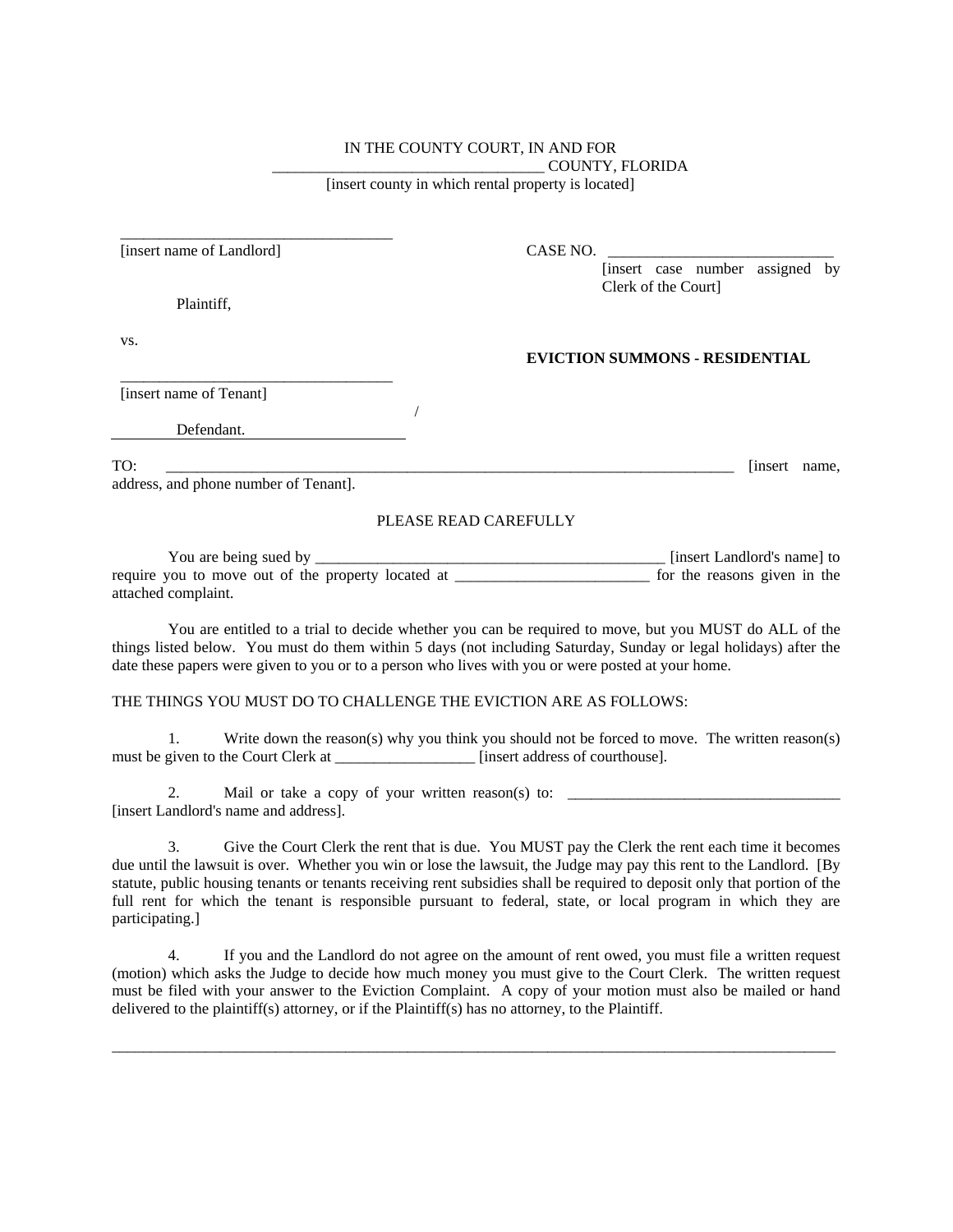IN THE COUNTY COURT, IN AND FOR
\_\_\_\_\_\_\_\_\_\_\_\_\_\_\_\_\_\_\_\_\_\_\_\_\_\_\_\_\_\_\_\_\_\_\_ COUNTY, FLORIDA
[insert county in which rental property is located]

\_\_\_\_\_\_\_\_\_\_\_\_\_\_\_\_\_\_\_\_\_\_\_\_\_\_\_\_\_\_\_\_\_\_\_
[insert name of Landlord]

Plaintiff,

CASE NO. \_\_\_\_\_\_\_\_\_\_\_\_\_\_\_\_\_\_\_\_\_\_\_\_\_\_\_\_\_
[insert case number assigned by Clerk of the Court]

vs.

**EVICTION SUMMONS - RESIDENTIAL**

\_\_\_\_\_\_\_\_\_\_\_\_\_\_\_\_\_\_\_\_\_\_\_\_\_\_\_\_\_\_\_\_\_\_\_
[insert name of Tenant]
/
Defendant.

TO: \_\_\_\_\_\_\_\_\_\_\_\_\_\_\_\_\_\_\_\_\_\_\_\_\_\_\_\_\_\_\_\_\_\_\_\_\_\_\_\_\_\_\_\_\_\_\_\_\_\_\_\_\_\_\_\_\_\_\_\_\_\_\_\_\_\_\_\_\_\_\_\_\_\_\_ [insert name, address, and phone number of Tenant].

PLEASE READ CAREFULLY

You are being sued by \_\_\_\_\_\_\_\_\_\_\_\_\_\_\_\_\_\_\_\_\_\_\_\_\_\_\_\_\_\_\_\_\_\_\_\_\_\_\_\_\_\_\_\_\_ [insert Landlord's name] to require you to move out of the property located at \_\_\_\_\_\_\_\_\_\_\_\_\_\_\_\_\_\_\_\_\_\_\_\_\_ for the reasons given in the attached complaint.

You are entitled to a trial to decide whether you can be required to move, but you MUST do ALL of the things listed below. You must do them within 5 days (not including Saturday, Sunday or legal holidays) after the date these papers were given to you or to a person who lives with you or were posted at your home.

THE THINGS YOU MUST DO TO CHALLENGE THE EVICTION ARE AS FOLLOWS:

1. Write down the reason(s) why you think you should not be forced to move. The written reason(s) must be given to the Court Clerk at \_\_\_\_\_\_\_\_\_\_\_\_\_\_\_\_\_\_ [insert address of courthouse].

2. Mail or take a copy of your written reason(s) to: \_\_\_\_\_\_\_\_\_\_\_\_\_\_\_\_\_\_\_\_\_\_\_\_\_\_\_\_\_\_\_\_\_\_\_ [insert Landlord's name and address].

3. Give the Court Clerk the rent that is due. You MUST pay the Clerk the rent each time it becomes due until the lawsuit is over. Whether you win or lose the lawsuit, the Judge may pay this rent to the Landlord. [By statute, public housing tenants or tenants receiving rent subsidies shall be required to deposit only that portion of the full rent for which the tenant is responsible pursuant to federal, state, or local program in which they are participating.]

4. If you and the Landlord do not agree on the amount of rent owed, you must file a written request (motion) which asks the Judge to decide how much money you must give to the Court Clerk. The written request must be filed with your answer to the Eviction Complaint. A copy of your motion must also be mailed or hand delivered to the plaintiff(s) attorney, or if the Plaintiff(s) has no attorney, to the Plaintiff.

---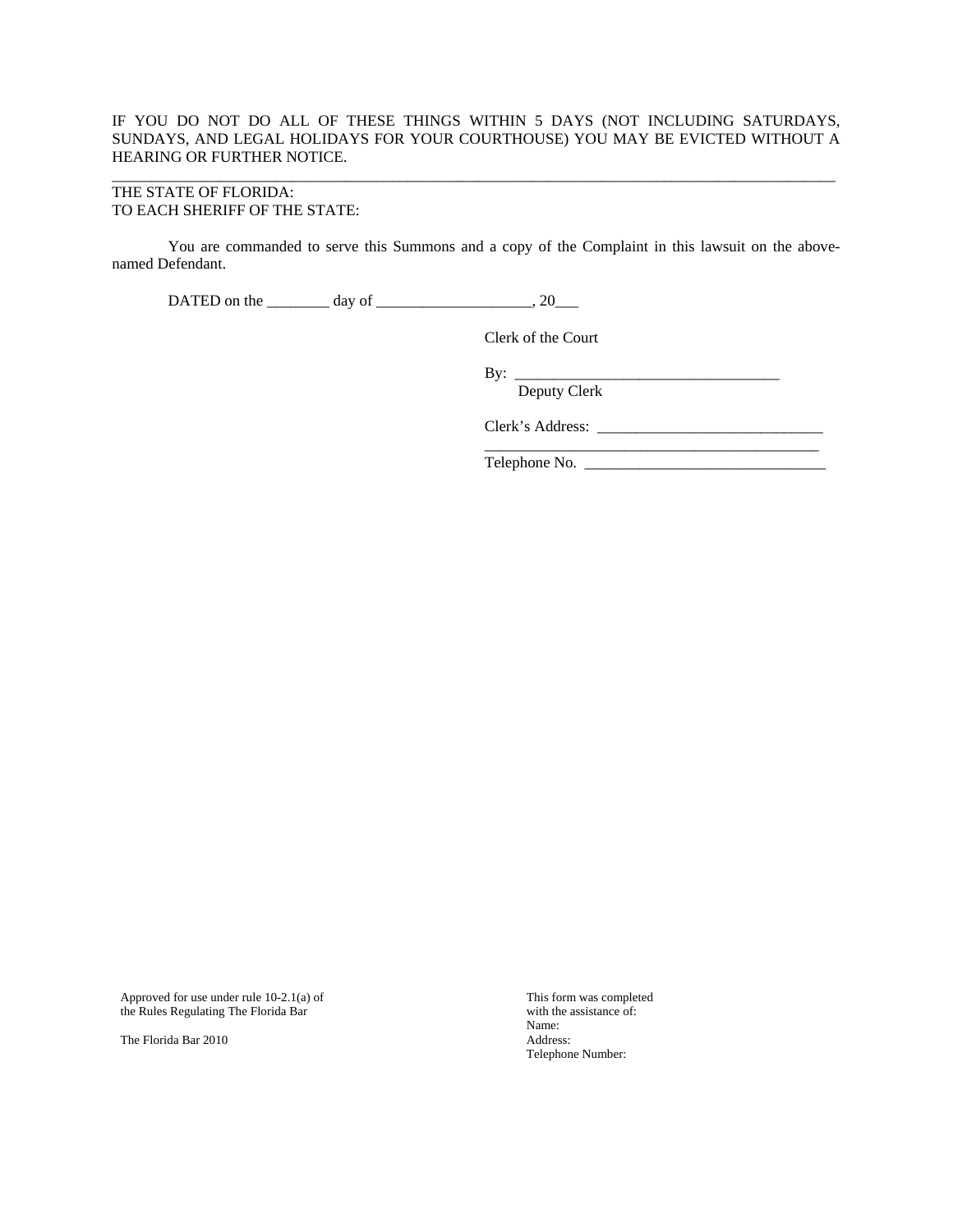IF YOU DO NOT DO ALL OF THESE THINGS WITHIN 5 DAYS (NOT INCLUDING SATURDAYS, SUNDAYS, AND LEGAL HOLIDAYS FOR YOUR COURTHOUSE) YOU MAY BE EVICTED WITHOUT A HEARING OR FURTHER NOTICE.

---

THE STATE OF FLORIDA:
TO EACH SHERIFF OF THE STATE:

You are commanded to serve this Summons and a copy of the Complaint in this lawsuit on the above-named Defendant.

DATED on the ________ day of ____________________, 20___

Clerk of the Court

By: __________________________________
Deputy Clerk

Clerk's Address: _____________________________
_____________________________________________
Telephone No. _______________________________

Approved for use under rule 10-2.1(a) of the Rules Regulating The Florida Bar

The Florida Bar 2010

This form was completed with the assistance of:
Name:
Address:
Telephone Number: